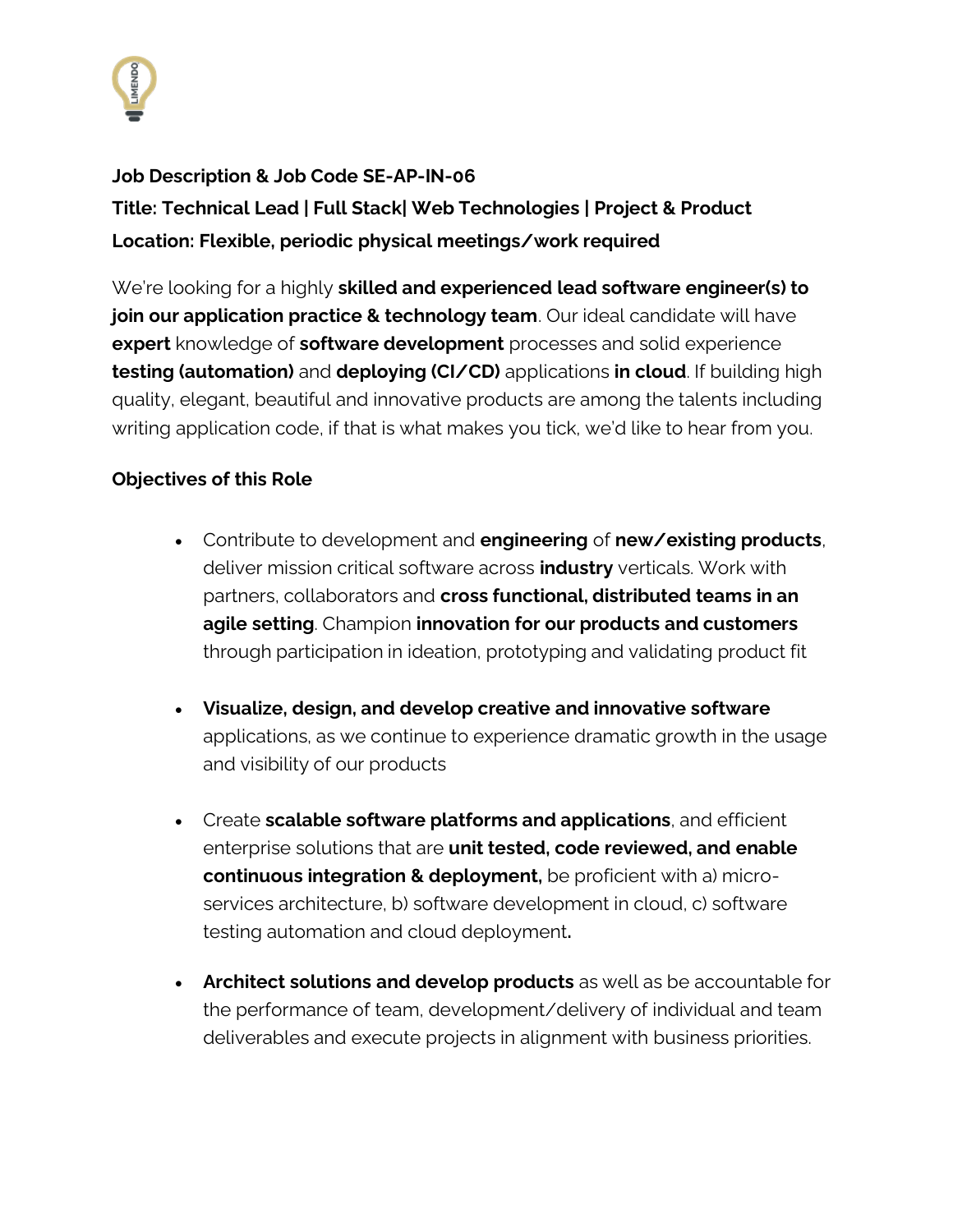**Job Description & Job Code SE-AP-IN-06**

**Title: Technical Lead | Full Stack| Web Technologies | Project & Product**

**Location: Flexible, periodic physical meetings/work required**

We're looking for a highly **skilled and experienced lead software engineer(s) to join our application practice & technology team**. Our ideal candidate will have **expert** knowledge of **software development** processes and solid experience **testing (automation)** and **deploying (CI/CD)** applications **in cloud**. If building high quality, elegant, beautiful and innovative products are among the talents including writing application code, if that is what makes you tick, we'd like to hear from you.

**Objectives of this Role**

- Contribute to development and **engineering** of **new/existing products**, deliver mission critical software across **industry** verticals. Work with partners, collaborators and **cross functional, distributed teams in an agile setting**. Champion **innovation for our products and customers** through participation in ideation, prototyping and validating product fit

- **Visualize, design, and develop creative and innovative software** applications, as we continue to experience dramatic growth in the usage and visibility of our products

- Create **scalable software platforms and applications**, and efficient enterprise solutions that are **unit tested, code reviewed, and enable continuous integration & deployment,** be proficient with a) micro-services architecture, b) software development in cloud, c) software testing automation and cloud deployment**.**

- **Architect solutions and develop products** as well as be accountable for the performance of team, development/delivery of individual and team deliverables and execute projects in alignment with business priorities.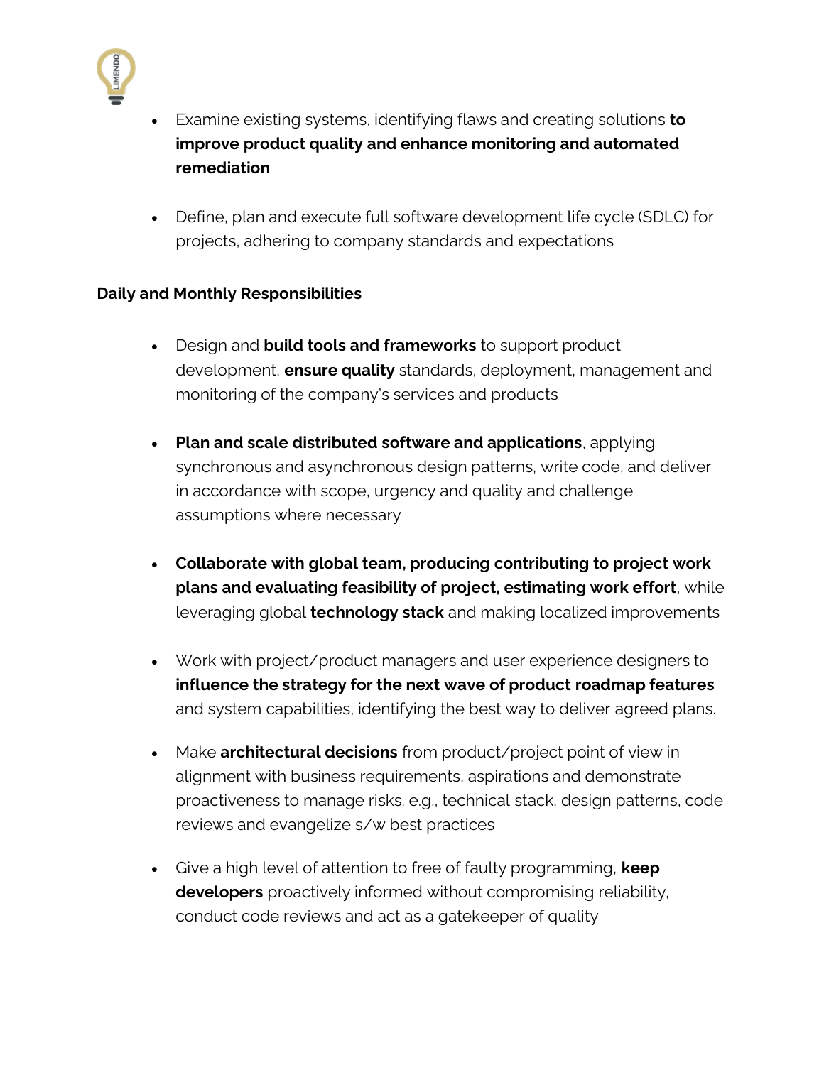- Examine existing systems, identifying flaws and creating solutions **to improve product quality and enhance monitoring and automated remediation**

- Define, plan and execute full software development life cycle (SDLC) for projects, adhering to company standards and expectations

**Daily and Monthly Responsibilities**

- Design and **build tools and frameworks** to support product development, **ensure quality** standards, deployment, management and monitoring of the company's services and products

- **Plan and scale distributed software and applications**, applying synchronous and asynchronous design patterns, write code, and deliver in accordance with scope, urgency and quality and challenge assumptions where necessary

- **Collaborate with global team, producing contributing to project work plans and evaluating feasibility of project, estimating work effort**, while leveraging global **technology stack** and making localized improvements

- Work with project/product managers and user experience designers to **influence the strategy for the next wave of product roadmap features** and system capabilities, identifying the best way to deliver agreed plans.

- Make **architectural decisions** from product/project point of view in alignment with business requirements, aspirations and demonstrate proactiveness to manage risks. e.g., technical stack, design patterns, code reviews and evangelize s/w best practices

- Give a high level of attention to free of faulty programming, **keep developers** proactively informed without compromising reliability, conduct code reviews and act as a gatekeeper of quality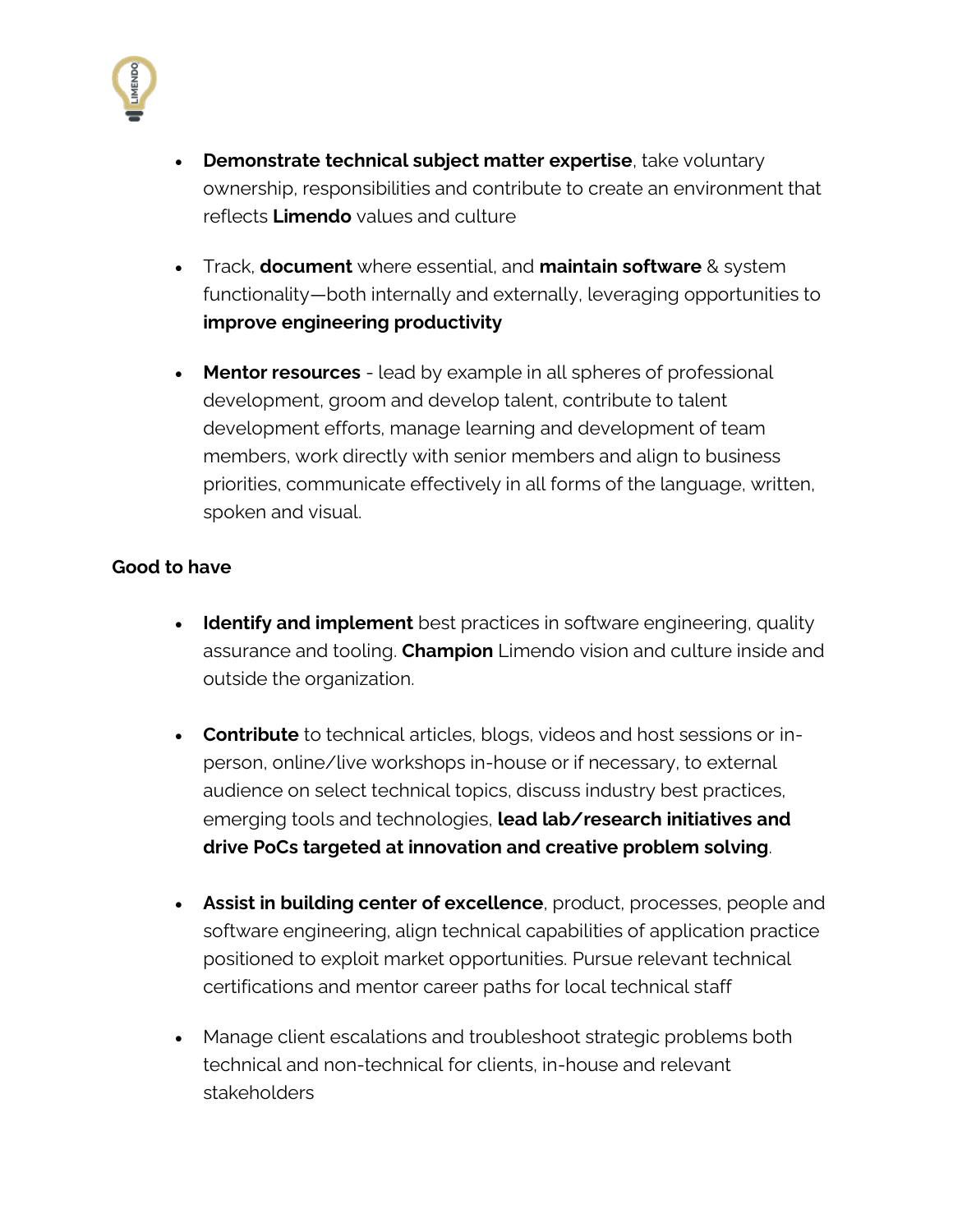- **Demonstrate technical subject matter expertise**, take voluntary ownership, responsibilities and contribute to create an environment that reflects **Limendo** values and culture

- Track, **document** where essential, and **maintain software** & system functionality—both internally and externally, leveraging opportunities to **improve engineering productivity**

- **Mentor resources** - lead by example in all spheres of professional development, groom and develop talent, contribute to talent development efforts, manage learning and development of team members, work directly with senior members and align to business priorities, communicate effectively in all forms of the language, written, spoken and visual.

**Good to have**

- **Identify and implement** best practices in software engineering, quality assurance and tooling. **Champion** Limendo vision and culture inside and outside the organization.

- **Contribute** to technical articles, blogs, videos and host sessions or in-person, online/live workshops in-house or if necessary, to external audience on select technical topics, discuss industry best practices, emerging tools and technologies, **lead lab/research initiatives and drive PoCs targeted at innovation and creative problem solving**.

- **Assist in building center of excellence**, product, processes, people and software engineering, align technical capabilities of application practice positioned to exploit market opportunities. Pursue relevant technical certifications and mentor career paths for local technical staff

- Manage client escalations and troubleshoot strategic problems both technical and non-technical for clients, in-house and relevant stakeholders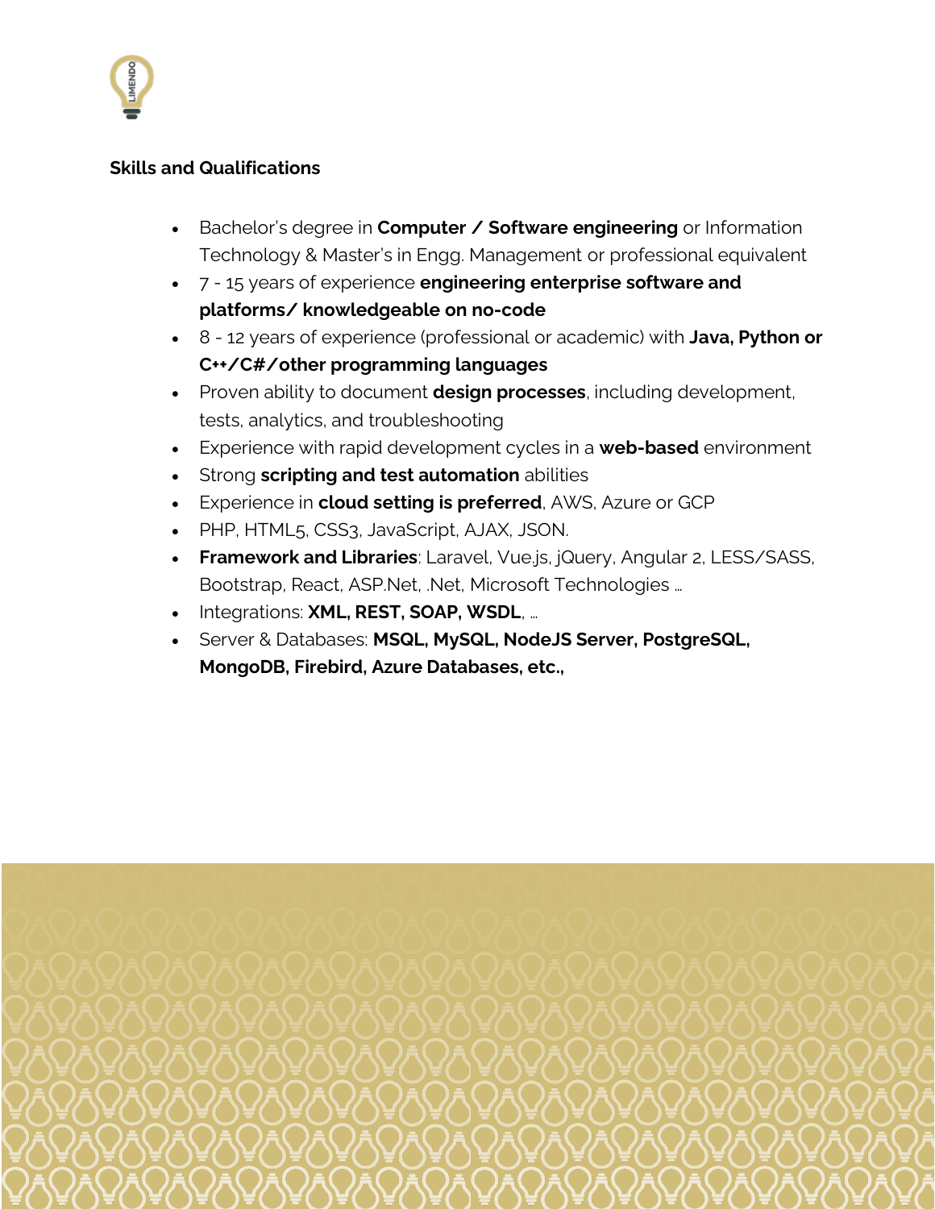**Skills and Qualifications**

- Bachelor's degree in **Computer / Software engineering** or Information Technology & Master's in Engg. Management or professional equivalent
- 7 - 15 years of experience **engineering enterprise software and platforms/ knowledgeable on no-code**
- 8 - 12 years of experience (professional or academic) with **Java, Python or C++/C#/other programming languages**
- Proven ability to document **design processes**, including development, tests, analytics, and troubleshooting
- Experience with rapid development cycles in a **web-based** environment
- Strong **scripting and test automation** abilities
- Experience in **cloud setting is preferred**, AWS, Azure or GCP
- PHP, HTML5, CSS3, JavaScript, AJAX, JSON.
- **Framework and Libraries**: Laravel, Vue.js, jQuery, Angular 2, LESS/SASS, Bootstrap, React, ASP.Net, .Net, Microsoft Technologies …
- Integrations: **XML, REST, SOAP, WSDL**, …
- Server & Databases: **MSQL, MySQL, NodeJS Server, PostgreSQL, MongoDB, Firebird, Azure Databases, etc.,**